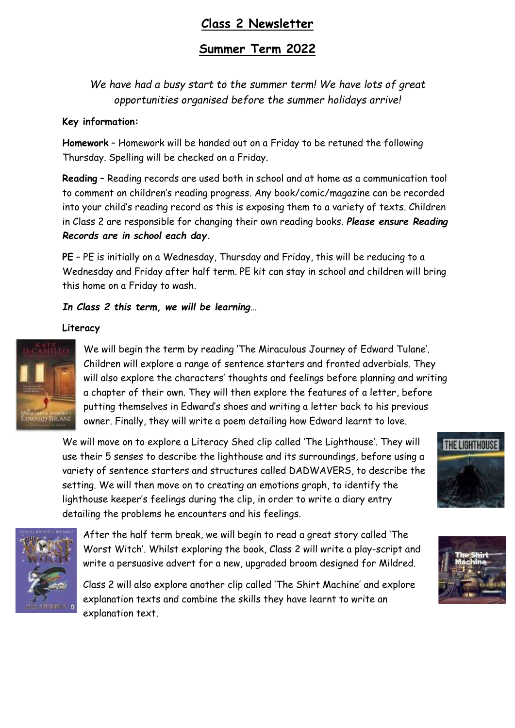# Class 2 Newsletter

## Summer Term 2022

*We have had a busy start to the summer term! We have lots of great opportunities organised before the summer holidays arrive!*

**Key information:**

**Homework** – Homework will be handed out on a Friday to be retuned the following Thursday. Spelling will be checked on a Friday.

**Reading** – Reading records are used both in school and at home as a communication tool to comment on children's reading progress. Any book/comic/magazine can be recorded into your child's reading record as this is exposing them to a variety of texts. Children in Class 2 are responsible for changing their own reading books. ***Please ensure Reading Records are in school each day.***

**PE** – PE is initially on a Wednesday, Thursday and Friday, this will be reducing to a Wednesday and Friday after half term. PE kit can stay in school and children will bring this home on a Friday to wash.

***In Class 2 this term, we will be learning…***

**Literacy**

We will begin the term by reading 'The Miraculous Journey of Edward Tulane'. Children will explore a range of sentence starters and fronted adverbials. They will also explore the characters' thoughts and feelings before planning and writing a chapter of their own. They will then explore the features of a letter, before putting themselves in Edward's shoes and writing a letter back to his previous owner. Finally, they will write a poem detailing how Edward learnt to love.

We will move on to explore a Literacy Shed clip called 'The Lighthouse'. They will use their 5 senses to describe the lighthouse and its surroundings, before using a variety of sentence starters and structures called DADWAVERS, to describe the setting. We will then move on to creating an emotions graph, to identify the lighthouse keeper's feelings during the clip, in order to write a diary entry detailing the problems he encounters and his feelings.

After the half term break, we will begin to read a great story called 'The Worst Witch'. Whilst exploring the book, Class 2 will write a play-script and write a persuasive advert for a new, upgraded broom designed for Mildred.

Class 2 will also explore another clip called 'The Shirt Machine' and explore explanation texts and combine the skills they have learnt to write an explanation text.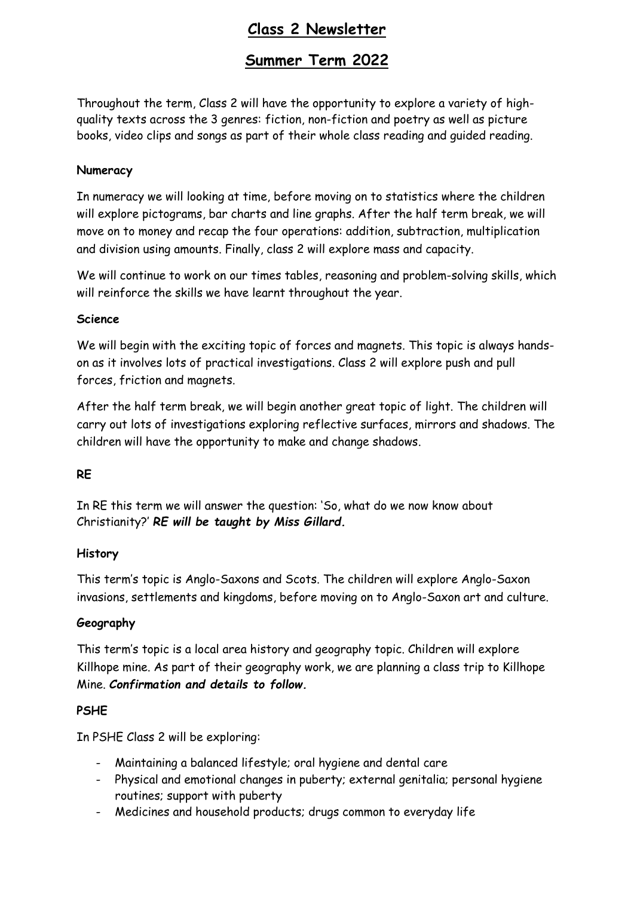# Class 2 Newsletter

## Summer Term 2022

Throughout the term, Class 2 will have the opportunity to explore a variety of high-quality texts across the 3 genres: fiction, non-fiction and poetry as well as picture books, video clips and songs as part of their whole class reading and guided reading.

**Numeracy**

In numeracy we will looking at time, before moving on to statistics where the children will explore pictograms, bar charts and line graphs. After the half term break, we will move on to money and recap the four operations: addition, subtraction, multiplication and division using amounts. Finally, class 2 will explore mass and capacity.

We will continue to work on our times tables, reasoning and problem-solving skills, which will reinforce the skills we have learnt throughout the year.

**Science**

We will begin with the exciting topic of forces and magnets. This topic is always hands-on as it involves lots of practical investigations. Class 2 will explore push and pull forces, friction and magnets.

After the half term break, we will begin another great topic of light. The children will carry out lots of investigations exploring reflective surfaces, mirrors and shadows. The children will have the opportunity to make and change shadows.

**RE**

In RE this term we will answer the question: 'So, what do we now know about Christianity?' ***RE will be taught by Miss Gillard.***

**History**

This term's topic is Anglo-Saxons and Scots. The children will explore Anglo-Saxon invasions, settlements and kingdoms, before moving on to Anglo-Saxon art and culture.

**Geography**

This term's topic is a local area history and geography topic. Children will explore Killhope mine. As part of their geography work, we are planning a class trip to Killhope Mine. ***Confirmation and details to follow.***

**PSHE**

In PSHE Class 2 will be exploring:

- Maintaining a balanced lifestyle; oral hygiene and dental care
- Physical and emotional changes in puberty; external genitalia; personal hygiene routines; support with puberty
- Medicines and household products; drugs common to everyday life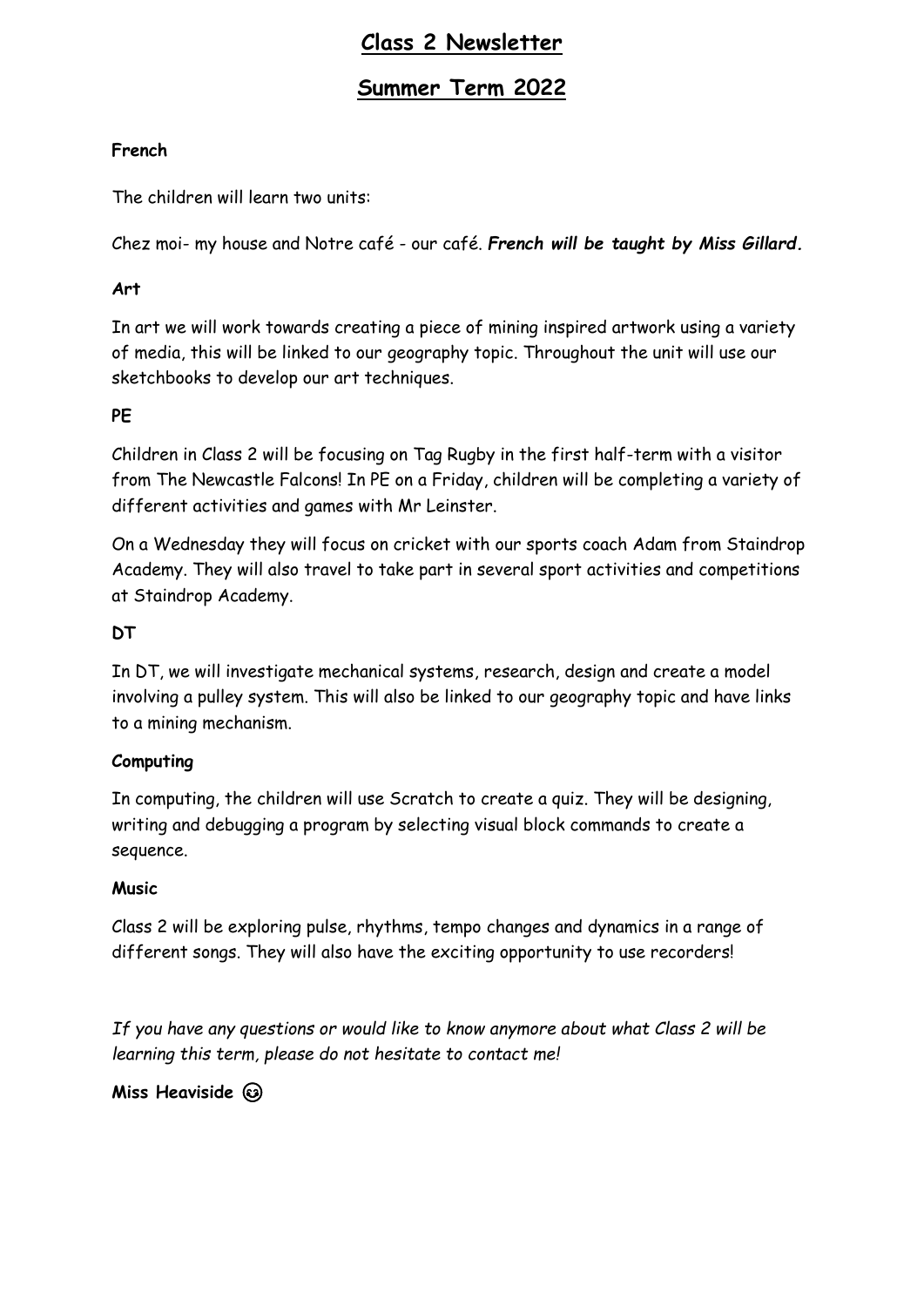# Class 2 Newsletter

## Summer Term 2022

**French**

The children will learn two units:

Chez moi- my house and Notre café - our café. ***French will be taught by Miss Gillard.***

**Art**

In art we will work towards creating a piece of mining inspired artwork using a variety of media, this will be linked to our geography topic. Throughout the unit will use our sketchbooks to develop our art techniques.

**PE**

Children in Class 2 will be focusing on Tag Rugby in the first half-term with a visitor from The Newcastle Falcons! In PE on a Friday, children will be completing a variety of different activities and games with Mr Leinster.

On a Wednesday they will focus on cricket with our sports coach Adam from Staindrop Academy. They will also travel to take part in several sport activities and competitions at Staindrop Academy.

**DT**

In DT, we will investigate mechanical systems, research, design and create a model involving a pulley system. This will also be linked to our geography topic and have links to a mining mechanism.

**Computing**

In computing, the children will use Scratch to create a quiz. They will be designing, writing and debugging a program by selecting visual block commands to create a sequence.

**Music**

Class 2 will be exploring pulse, rhythms, tempo changes and dynamics in a range of different songs. They will also have the exciting opportunity to use recorders!

*If you have any questions or would like to know anymore about what Class 2 will be learning this term, please do not hesitate to contact me!*

**Miss Heaviside** 😉